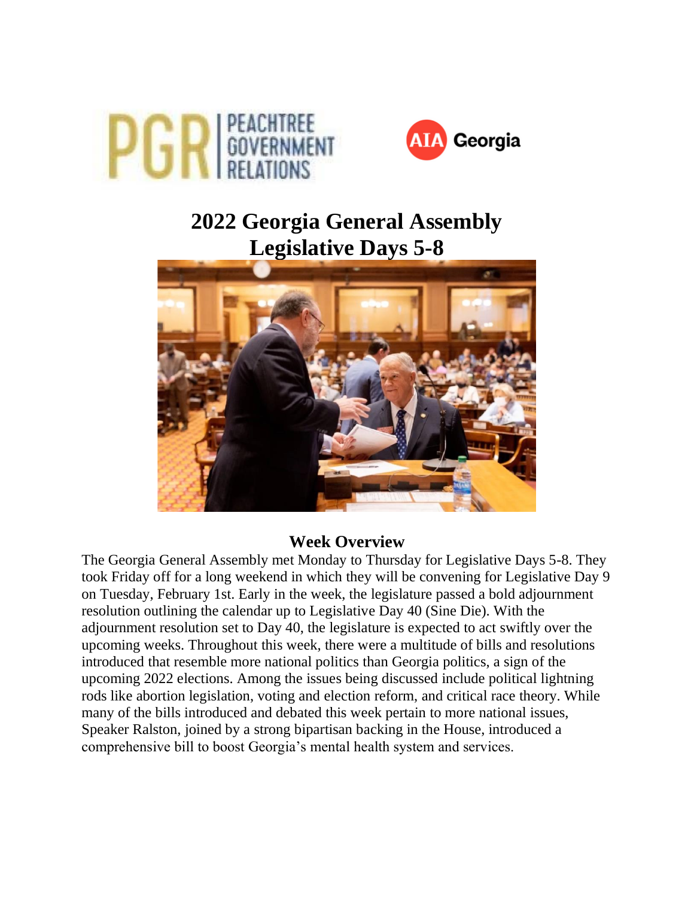PGR | PEACHTREE GOVERNMENT RELATIONS

AIA Georgia

# 2022 Georgia General Assembly Legislative Days 5-8

## Week Overview

The Georgia General Assembly met Monday to Thursday for Legislative Days 5-8. They took Friday off for a long weekend in which they will be convening for Legislative Day 9 on Tuesday, February 1st. Early in the week, the legislature passed a bold adjournment resolution outlining the calendar up to Legislative Day 40 (Sine Die). With the adjournment resolution set to Day 40, the legislature is expected to act swiftly over the upcoming weeks. Throughout this week, there were a multitude of bills and resolutions introduced that resemble more national politics than Georgia politics, a sign of the upcoming 2022 elections. Among the issues being discussed include political lightning rods like abortion legislation, voting and election reform, and critical race theory. While many of the bills introduced and debated this week pertain to more national issues, Speaker Ralston, joined by a strong bipartisan backing in the House, introduced a comprehensive bill to boost Georgia's mental health system and services.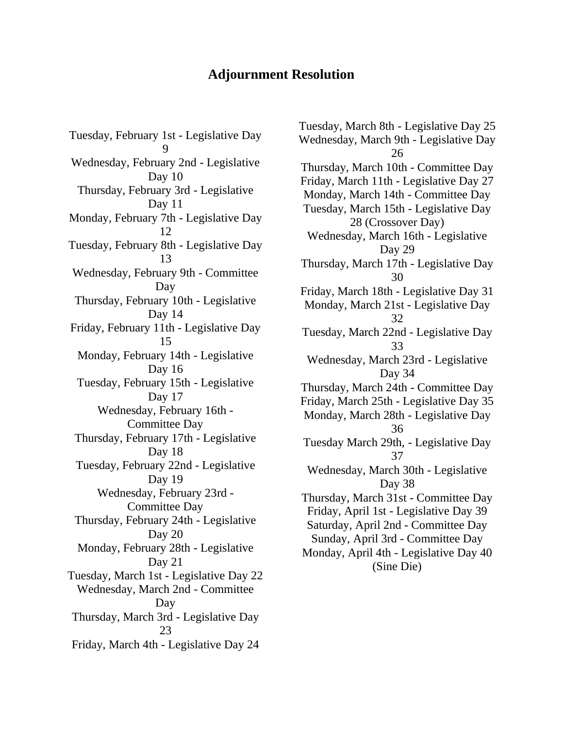## Adjournment Resolution

Tuesday, February 1st - Legislative Day 9
Wednesday, February 2nd - Legislative Day 10
Thursday, February 3rd - Legislative Day 11
Monday, February 7th - Legislative Day 12
Tuesday, February 8th - Legislative Day 13
Wednesday, February 9th - Committee Day
Thursday, February 10th - Legislative Day 14
Friday, February 11th - Legislative Day 15
Monday, February 14th - Legislative Day 16
Tuesday, February 15th - Legislative Day 17
Wednesday, February 16th - Committee Day
Thursday, February 17th - Legislative Day 18
Tuesday, February 22nd - Legislative Day 19
Wednesday, February 23rd - Committee Day
Thursday, February 24th - Legislative Day 20
Monday, February 28th - Legislative Day 21
Tuesday, March 1st - Legislative Day 22
Wednesday, March 2nd - Committee Day
Thursday, March 3rd - Legislative Day 23
Friday, March 4th - Legislative Day 24
Tuesday, March 8th - Legislative Day 25
Wednesday, March 9th - Legislative Day 26
Thursday, March 10th - Committee Day
Friday, March 11th - Legislative Day 27
Monday, March 14th - Committee Day
Tuesday, March 15th - Legislative Day 28 (Crossover Day)
Wednesday, March 16th - Legislative Day 29
Thursday, March 17th - Legislative Day 30
Friday, March 18th - Legislative Day 31
Monday, March 21st - Legislative Day 32
Tuesday, March 22nd - Legislative Day 33
Wednesday, March 23rd - Legislative Day 34
Thursday, March 24th - Committee Day
Friday, March 25th - Legislative Day 35
Monday, March 28th - Legislative Day 36
Tuesday March 29th, - Legislative Day 37
Wednesday, March 30th - Legislative Day 38
Thursday, March 31st - Committee Day
Friday, April 1st - Legislative Day 39
Saturday, April 2nd - Committee Day
Sunday, April 3rd - Committee Day
Monday, April 4th - Legislative Day 40 (Sine Die)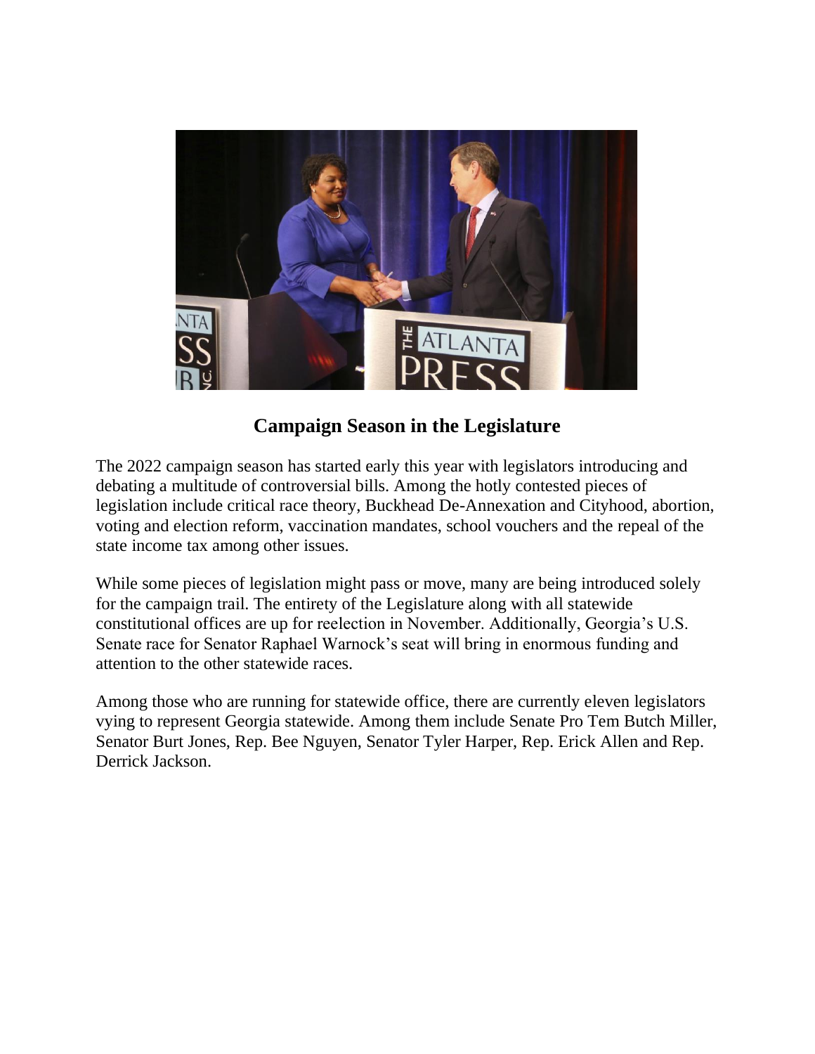## Campaign Season in the Legislature

The 2022 campaign season has started early this year with legislators introducing and debating a multitude of controversial bills. Among the hotly contested pieces of legislation include critical race theory, Buckhead De-Annexation and Cityhood, abortion, voting and election reform, vaccination mandates, school vouchers and the repeal of the state income tax among other issues.

While some pieces of legislation might pass or move, many are being introduced solely for the campaign trail. The entirety of the Legislature along with all statewide constitutional offices are up for reelection in November. Additionally, Georgia's U.S. Senate race for Senator Raphael Warnock's seat will bring in enormous funding and attention to the other statewide races.

Among those who are running for statewide office, there are currently eleven legislators vying to represent Georgia statewide. Among them include Senate Pro Tem Butch Miller, Senator Burt Jones, Rep. Bee Nguyen, Senator Tyler Harper, Rep. Erick Allen and Rep. Derrick Jackson.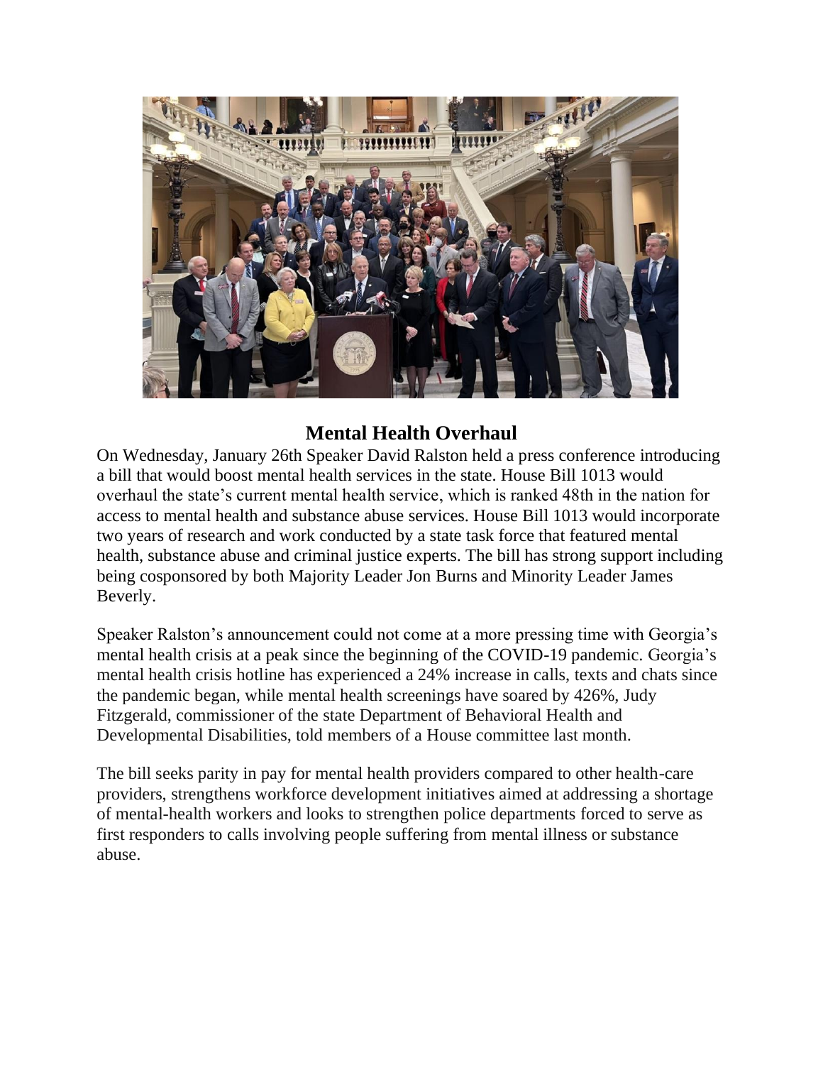## Mental Health Overhaul

On Wednesday, January 26th Speaker David Ralston held a press conference introducing a bill that would boost mental health services in the state. House Bill 1013 would overhaul the state's current mental health service, which is ranked 48th in the nation for access to mental health and substance abuse services. House Bill 1013 would incorporate two years of research and work conducted by a state task force that featured mental health, substance abuse and criminal justice experts. The bill has strong support including being cosponsored by both Majority Leader Jon Burns and Minority Leader James Beverly.

Speaker Ralston's announcement could not come at a more pressing time with Georgia's mental health crisis at a peak since the beginning of the COVID-19 pandemic. Georgia's mental health crisis hotline has experienced a 24% increase in calls, texts and chats since the pandemic began, while mental health screenings have soared by 426%, Judy Fitzgerald, commissioner of the state Department of Behavioral Health and Developmental Disabilities, told members of a House committee last month.

The bill seeks parity in pay for mental health providers compared to other health-care providers, strengthens workforce development initiatives aimed at addressing a shortage of mental-health workers and looks to strengthen police departments forced to serve as first responders to calls involving people suffering from mental illness or substance abuse.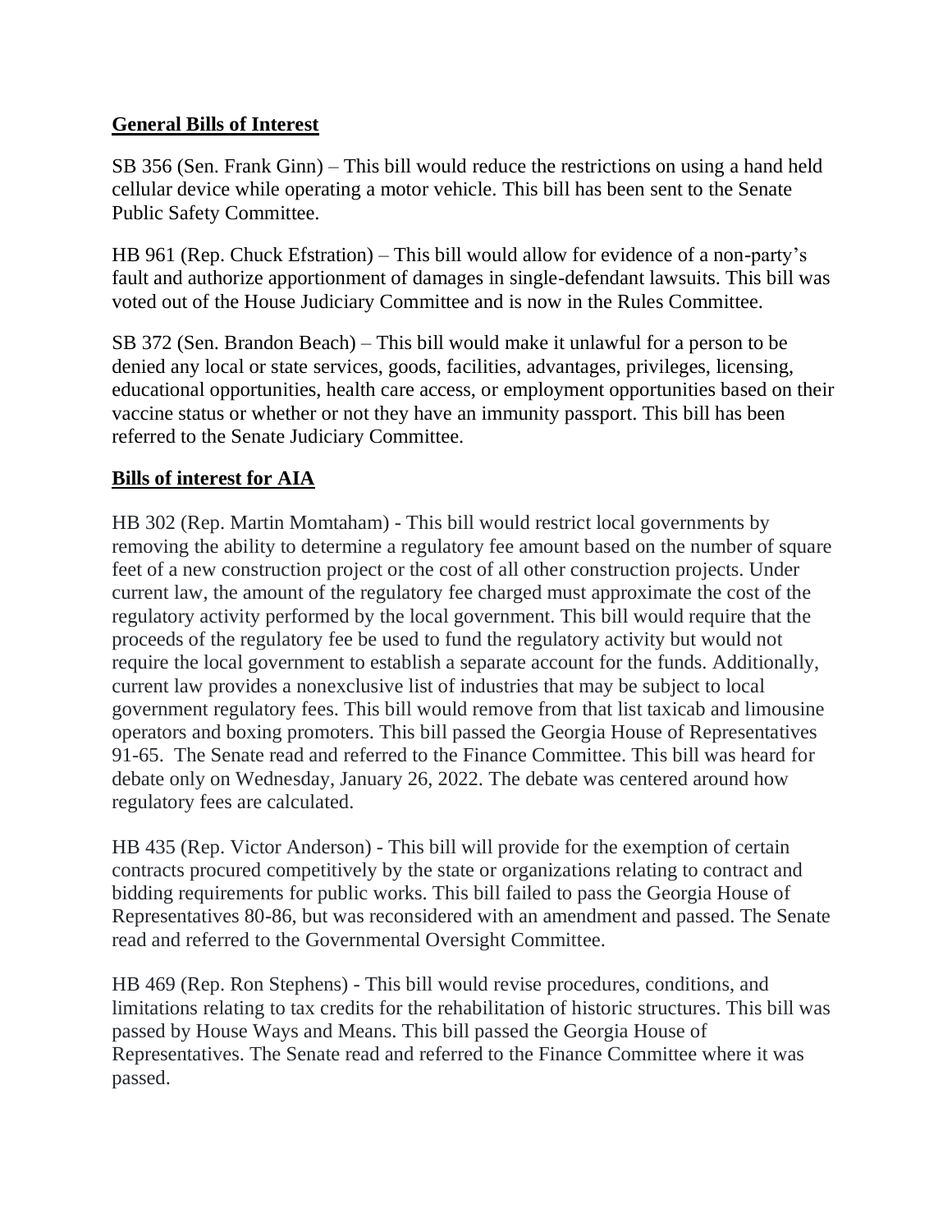## **General Bills of Interest**

SB 356 (Sen. Frank Ginn) – This bill would reduce the restrictions on using a hand held cellular device while operating a motor vehicle. This bill has been sent to the Senate Public Safety Committee.

HB 961 (Rep. Chuck Efstration) – This bill would allow for evidence of a non-party's fault and authorize apportionment of damages in single-defendant lawsuits. This bill was voted out of the House Judiciary Committee and is now in the Rules Committee.

SB 372 (Sen. Brandon Beach) – This bill would make it unlawful for a person to be denied any local or state services, goods, facilities, advantages, privileges, licensing, educational opportunities, health care access, or employment opportunities based on their vaccine status or whether or not they have an immunity passport. This bill has been referred to the Senate Judiciary Committee.

## **Bills of interest for AIA**

HB 302 (Rep. Martin Momtaham) - This bill would restrict local governments by removing the ability to determine a regulatory fee amount based on the number of square feet of a new construction project or the cost of all other construction projects. Under current law, the amount of the regulatory fee charged must approximate the cost of the regulatory activity performed by the local government. This bill would require that the proceeds of the regulatory fee be used to fund the regulatory activity but would not require the local government to establish a separate account for the funds. Additionally, current law provides a nonexclusive list of industries that may be subject to local government regulatory fees. This bill would remove from that list taxicab and limousine operators and boxing promoters. This bill passed the Georgia House of Representatives 91-65. The Senate read and referred to the Finance Committee. This bill was heard for debate only on Wednesday, January 26, 2022. The debate was centered around how regulatory fees are calculated.

HB 435 (Rep. Victor Anderson) - This bill will provide for the exemption of certain contracts procured competitively by the state or organizations relating to contract and bidding requirements for public works. This bill failed to pass the Georgia House of Representatives 80-86, but was reconsidered with an amendment and passed. The Senate read and referred to the Governmental Oversight Committee.

HB 469 (Rep. Ron Stephens) - This bill would revise procedures, conditions, and limitations relating to tax credits for the rehabilitation of historic structures. This bill was passed by House Ways and Means. This bill passed the Georgia House of Representatives. The Senate read and referred to the Finance Committee where it was passed.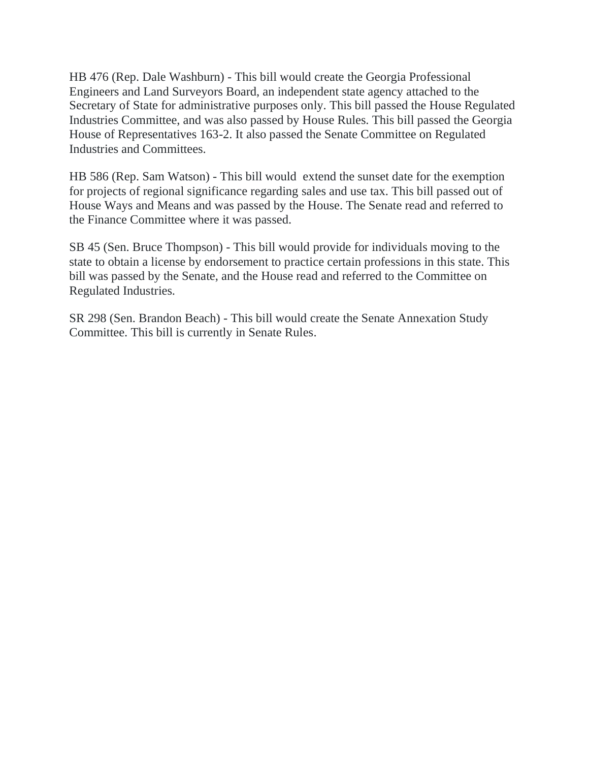HB 476 (Rep. Dale Washburn) - This bill would create the Georgia Professional Engineers and Land Surveyors Board, an independent state agency attached to the Secretary of State for administrative purposes only. This bill passed the House Regulated Industries Committee, and was also passed by House Rules. This bill passed the Georgia House of Representatives 163-2. It also passed the Senate Committee on Regulated Industries and Committees.

HB 586 (Rep. Sam Watson) - This bill would extend the sunset date for the exemption for projects of regional significance regarding sales and use tax. This bill passed out of House Ways and Means and was passed by the House. The Senate read and referred to the Finance Committee where it was passed.

SB 45 (Sen. Bruce Thompson) - This bill would provide for individuals moving to the state to obtain a license by endorsement to practice certain professions in this state. This bill was passed by the Senate, and the House read and referred to the Committee on Regulated Industries.

SR 298 (Sen. Brandon Beach) - This bill would create the Senate Annexation Study Committee. This bill is currently in Senate Rules.